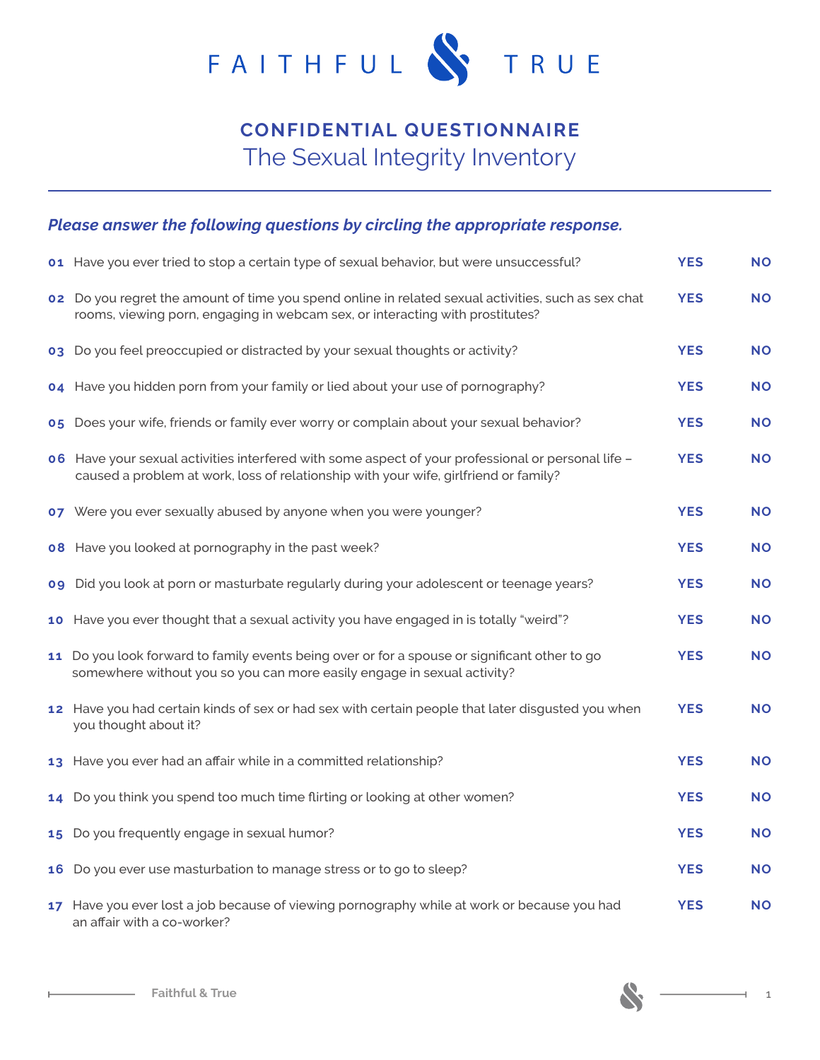# FAITHFUL & TRUE

## CONFIDENTIAL QUESTIONNAIRE

## The Sexual Integrity Inventory

*Please answer the following questions by circling the appropriate response.*

| | | | |
|---|---|---|---|
| **01** | Have you ever tried to stop a certain type of sexual behavior, but were unsuccessful? | **YES** | **NO** |
| **02** | Do you regret the amount of time you spend online in related sexual activities, such as sex chat rooms, viewing porn, engaging in webcam sex, or interacting with prostitutes? | **YES** | **NO** |
| **03** | Do you feel preoccupied or distracted by your sexual thoughts or activity? | **YES** | **NO** |
| **04** | Have you hidden porn from your family or lied about your use of pornography? | **YES** | **NO** |
| **05** | Does your wife, friends or family ever worry or complain about your sexual behavior? | **YES** | **NO** |
| **06** | Have your sexual activities interfered with some aspect of your professional or personal life – caused a problem at work, loss of relationship with your wife, girlfriend or family? | **YES** | **NO** |
| **07** | Were you ever sexually abused by anyone when you were younger? | **YES** | **NO** |
| **08** | Have you looked at pornography in the past week? | **YES** | **NO** |
| **09** | Did you look at porn or masturbate regularly during your adolescent or teenage years? | **YES** | **NO** |
| **10** | Have you ever thought that a sexual activity you have engaged in is totally "weird"? | **YES** | **NO** |
| **11** | Do you look forward to family events being over or for a spouse or significant other to go somewhere without you so you can more easily engage in sexual activity? | **YES** | **NO** |
| **12** | Have you had certain kinds of sex or had sex with certain people that later disgusted you when you thought about it? | **YES** | **NO** |
| **13** | Have you ever had an affair while in a committed relationship? | **YES** | **NO** |
| **14** | Do you think you spend too much time flirting or looking at other women? | **YES** | **NO** |
| **15** | Do you frequently engage in sexual humor? | **YES** | **NO** |
| **16** | Do you ever use masturbation to manage stress or to go to sleep? | **YES** | **NO** |
| **17** | Have you ever lost a job because of viewing pornography while at work or because you had an affair with a co-worker? | **YES** | **NO** |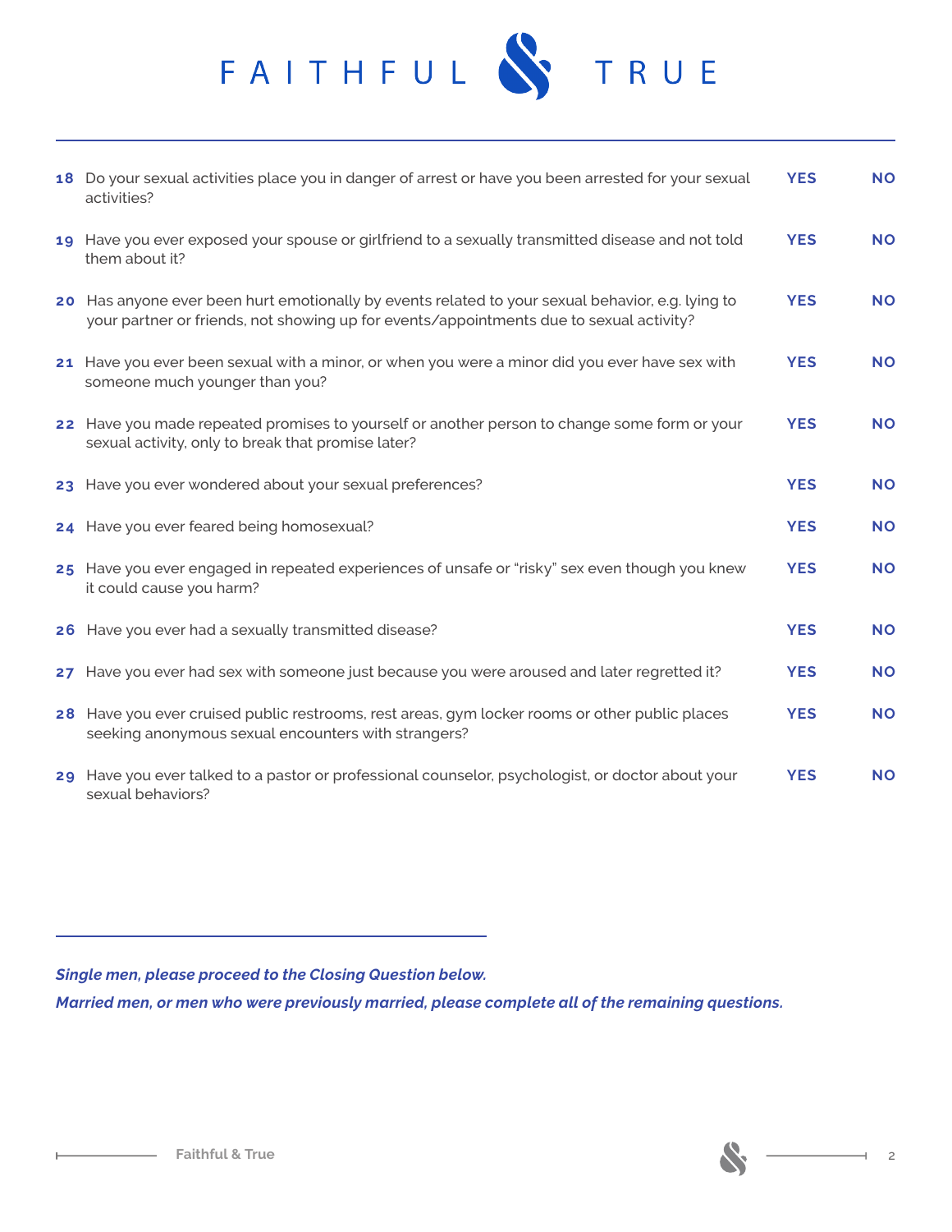# FAITHFUL & TRUE

| # | Question | | |
|---|---|---|---|
| 18 | Do your sexual activities place you in danger of arrest or have you been arrested for your sexual activities? | YES | NO |
| 19 | Have you ever exposed your spouse or girlfriend to a sexually transmitted disease and not told them about it? | YES | NO |
| 20 | Has anyone ever been hurt emotionally by events related to your sexual behavior, e.g. lying to your partner or friends, not showing up for events/appointments due to sexual activity? | YES | NO |
| 21 | Have you ever been sexual with a minor, or when you were a minor did you ever have sex with someone much younger than you? | YES | NO |
| 22 | Have you made repeated promises to yourself or another person to change some form or your sexual activity, only to break that promise later? | YES | NO |
| 23 | Have you ever wondered about your sexual preferences? | YES | NO |
| 24 | Have you ever feared being homosexual? | YES | NO |
| 25 | Have you ever engaged in repeated experiences of unsafe or "risky" sex even though you knew it could cause you harm? | YES | NO |
| 26 | Have you ever had a sexually transmitted disease? | YES | NO |
| 27 | Have you ever had sex with someone just because you were aroused and later regretted it? | YES | NO |
| 28 | Have you ever cruised public restrooms, rest areas, gym locker rooms or other public places seeking anonymous sexual encounters with strangers? | YES | NO |
| 29 | Have you ever talked to a pastor or professional counselor, psychologist, or doctor about your sexual behaviors? | YES | NO |

***Single men, please proceed to the Closing Question below.***

***Married men, or men who were previously married, please complete all of the remaining questions.***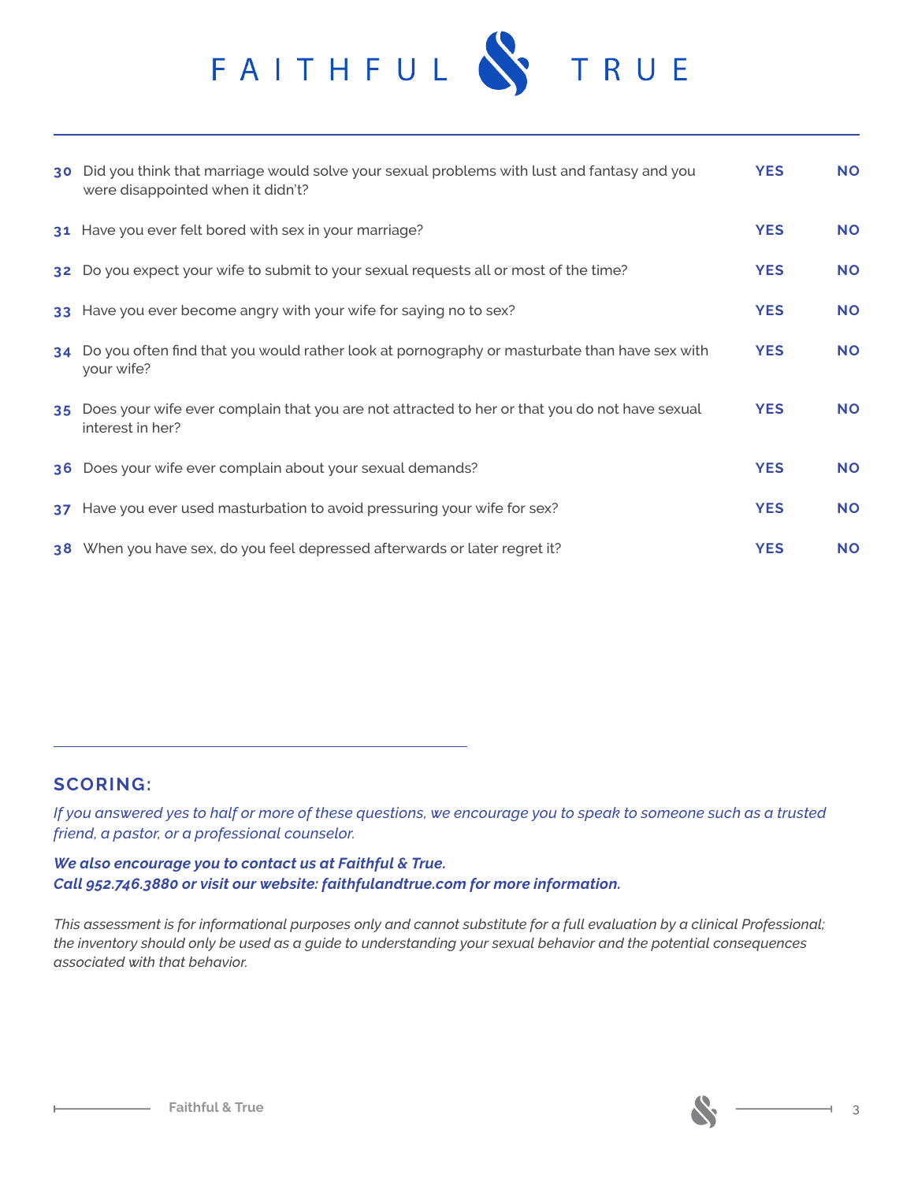| | | | |
|---|---|---|---|
| 30 | Did you think that marriage would solve your sexual problems with lust and fantasy and you were disappointed when it didn't? | YES | NO |
| 31 | Have you ever felt bored with sex in your marriage? | YES | NO |
| 32 | Do you expect your wife to submit to your sexual requests all or most of the time? | YES | NO |
| 33 | Have you ever become angry with your wife for saying no to sex? | YES | NO |
| 34 | Do you often find that you would rather look at pornography or masturbate than have sex with your wife? | YES | NO |
| 35 | Does your wife ever complain that you are not attracted to her or that you do not have sexual interest in her? | YES | NO |
| 36 | Does your wife ever complain about your sexual demands? | YES | NO |
| 37 | Have you ever used masturbation to avoid pressuring your wife for sex? | YES | NO |
| 38 | When you have sex, do you feel depressed afterwards or later regret it? | YES | NO |

## SCORING:

*If you answered yes to half or more of these questions, we encourage you to speak to someone such as a trusted friend, a pastor, or a professional counselor.*

***We also encourage you to contact us at Faithful & True.***
***Call 952.746.3880 or visit our website: faithfulandtrue.com for more information.***

*This assessment is for informational purposes only and cannot substitute for a full evaluation by a clinical Professional; the inventory should only be used as a guide to understanding your sexual behavior and the potential consequences associated with that behavior.*